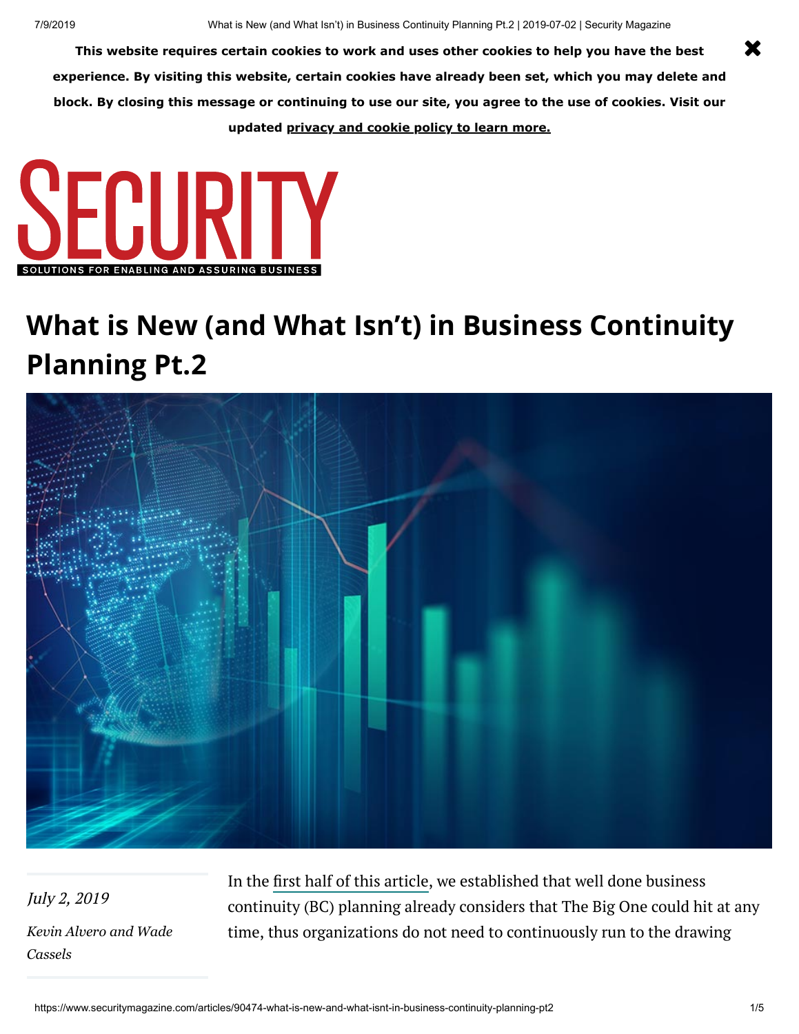# What is New (and What Isn't) in Business Continuity Planning Pt.2

*July 2, 2019*

*Kevin Alvero and Wade Cassels*

In the first half of this article, we established that well done business continuity (BC) planning already considers that The Big One could hit at any time, thus organizations do not need to continuously run to the drawing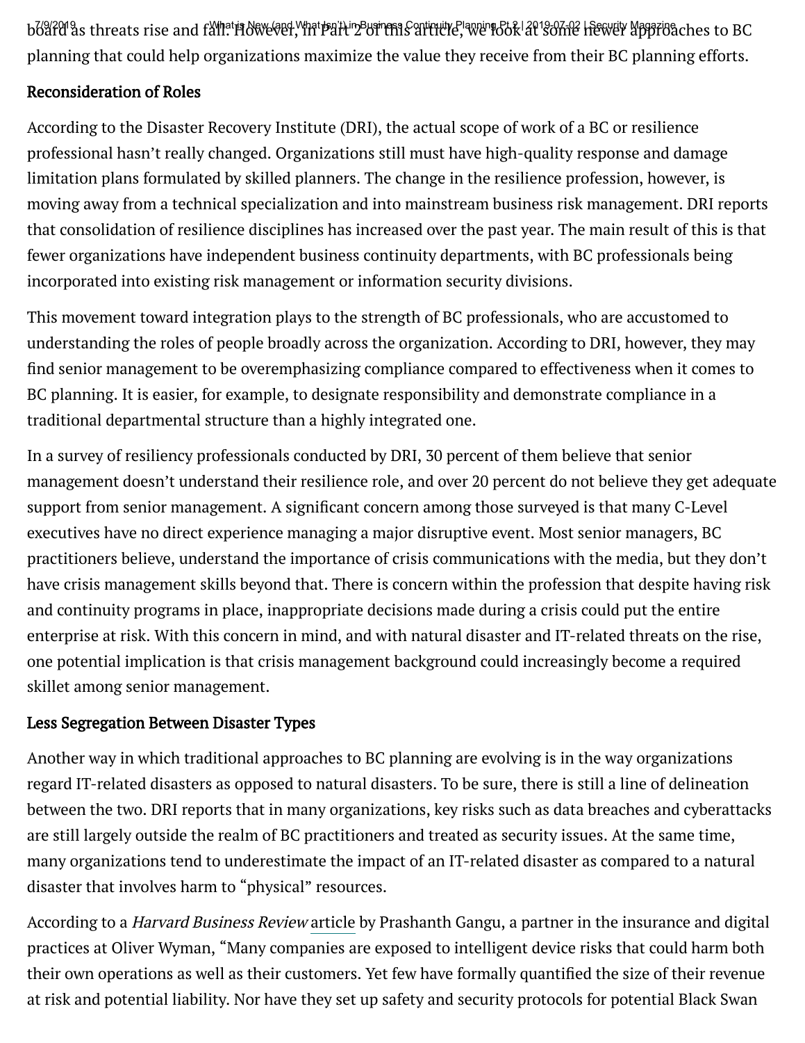board as threats rise and fall. However, in Part 2 of this article, we look at some newer approaches to BC planning that could help organizations maximize the value they receive from their BC planning efforts.

## Reconsideration of Roles

According to the Disaster Recovery Institute (DRI), the actual scope of work of a BC or resilience professional hasn't really changed. Organizations still must have high-quality response and damage limitation plans formulated by skilled planners. The change in the resilience profession, however, is moving away from a technical specialization and into mainstream business risk management. DRI reports that consolidation of resilience disciplines has increased over the past year. The main result of this is that fewer organizations have independent business continuity departments, with BC professionals being incorporated into existing risk management or information security divisions.

This movement toward integration plays to the strength of BC professionals, who are accustomed to understanding the roles of people broadly across the organization. According to DRI, however, they may find senior management to be overemphasizing compliance compared to effectiveness when it comes to BC planning. It is easier, for example, to designate responsibility and demonstrate compliance in a traditional departmental structure than a highly integrated one.

In a survey of resiliency professionals conducted by DRI, 30 percent of them believe that senior management doesn't understand their resilience role, and over 20 percent do not believe they get adequate support from senior management. A significant concern among those surveyed is that many C-Level executives have no direct experience managing a major disruptive event. Most senior managers, BC practitioners believe, understand the importance of crisis communications with the media, but they don't have crisis management skills beyond that. There is concern within the profession that despite having risk and continuity programs in place, inappropriate decisions made during a crisis could put the entire enterprise at risk. With this concern in mind, and with natural disaster and IT-related threats on the rise, one potential implication is that crisis management background could increasingly become a required skillet among senior management.

## Less Segregation Between Disaster Types

Another way in which traditional approaches to BC planning are evolving is in the way organizations regard IT-related disasters as opposed to natural disasters. To be sure, there is still a line of delineation between the two. DRI reports that in many organizations, key risks such as data breaches and cyberattacks are still largely outside the realm of BC practitioners and treated as security issues. At the same time, many organizations tend to underestimate the impact of an IT-related disaster as compared to a natural disaster that involves harm to "physical" resources.

According to a *Harvard Business Review* article by Prashanth Gangu, a partner in the insurance and digital practices at Oliver Wyman, "Many companies are exposed to intelligent device risks that could harm both their own operations as well as their customers. Yet few have formally quantified the size of their revenue at risk and potential liability. Nor have they set up safety and security protocols for potential Black Swan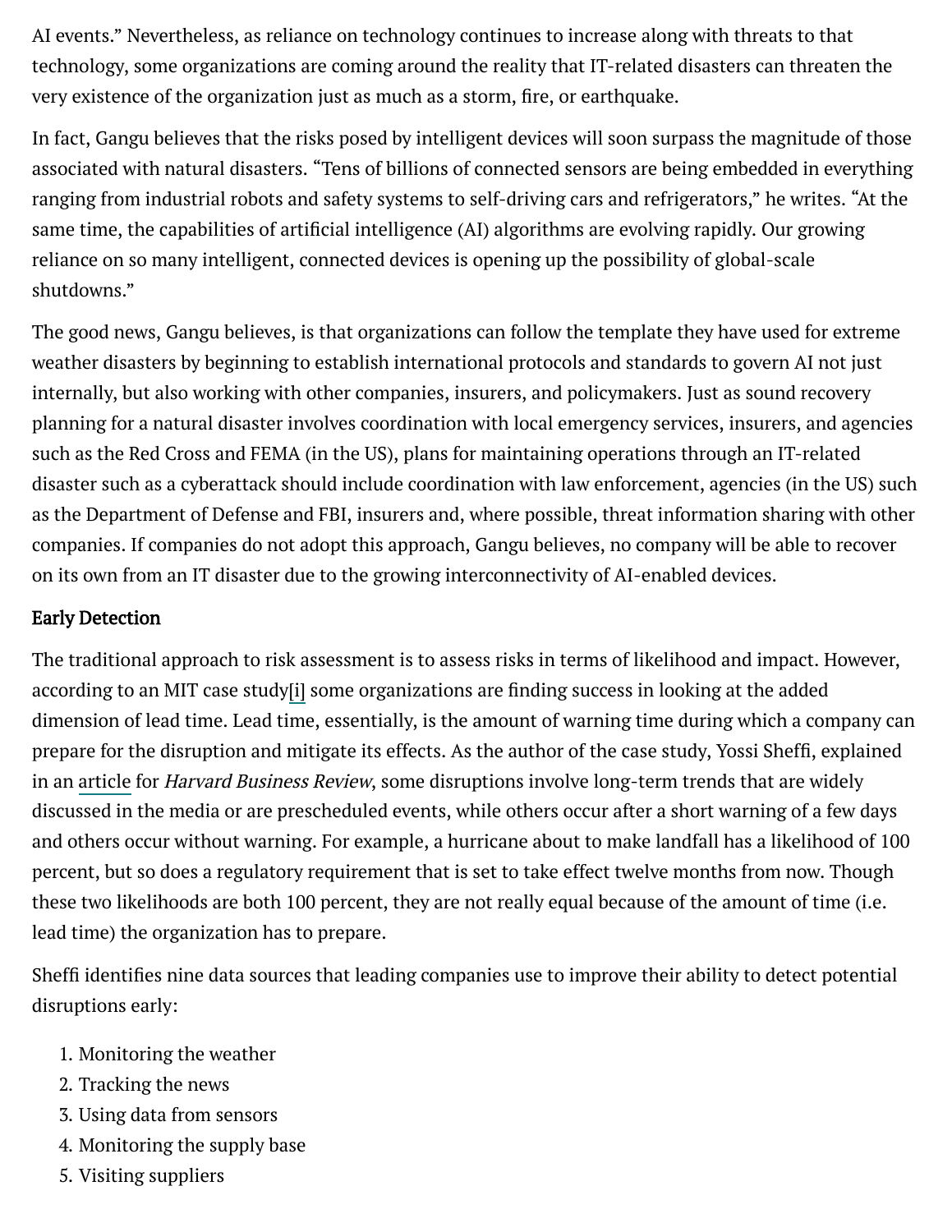AI events." Nevertheless, as reliance on technology continues to increase along with threats to that technology, some organizations are coming around the reality that IT-related disasters can threaten the very existence of the organization just as much as a storm, fire, or earthquake.

In fact, Gangu believes that the risks posed by intelligent devices will soon surpass the magnitude of those associated with natural disasters. "Tens of billions of connected sensors are being embedded in everything ranging from industrial robots and safety systems to self-driving cars and refrigerators," he writes. "At the same time, the capabilities of artificial intelligence (AI) algorithms are evolving rapidly. Our growing reliance on so many intelligent, connected devices is opening up the possibility of global-scale shutdowns."

The good news, Gangu believes, is that organizations can follow the template they have used for extreme weather disasters by beginning to establish international protocols and standards to govern AI not just internally, but also working with other companies, insurers, and policymakers. Just as sound recovery planning for a natural disaster involves coordination with local emergency services, insurers, and agencies such as the Red Cross and FEMA (in the US), plans for maintaining operations through an IT-related disaster such as a cyberattack should include coordination with law enforcement, agencies (in the US) such as the Department of Defense and FBI, insurers and, where possible, threat information sharing with other companies. If companies do not adopt this approach, Gangu believes, no company will be able to recover on its own from an IT disaster due to the growing interconnectivity of AI-enabled devices.

### Early Detection

The traditional approach to risk assessment is to assess risks in terms of likelihood and impact. However, according to an MIT case study[i] some organizations are finding success in looking at the added dimension of lead time. Lead time, essentially, is the amount of warning time during which a company can prepare for the disruption and mitigate its effects. As the author of the case study, Yossi Sheffi, explained in an article for *Harvard Business Review*, some disruptions involve long-term trends that are widely discussed in the media or are prescheduled events, while others occur after a short warning of a few days and others occur without warning. For example, a hurricane about to make landfall has a likelihood of 100 percent, but so does a regulatory requirement that is set to take effect twelve months from now. Though these two likelihoods are both 100 percent, they are not really equal because of the amount of time (i.e. lead time) the organization has to prepare.

Sheffi identifies nine data sources that leading companies use to improve their ability to detect potential disruptions early:

1. Monitoring the weather
2. Tracking the news
3. Using data from sensors
4. Monitoring the supply base
5. Visiting suppliers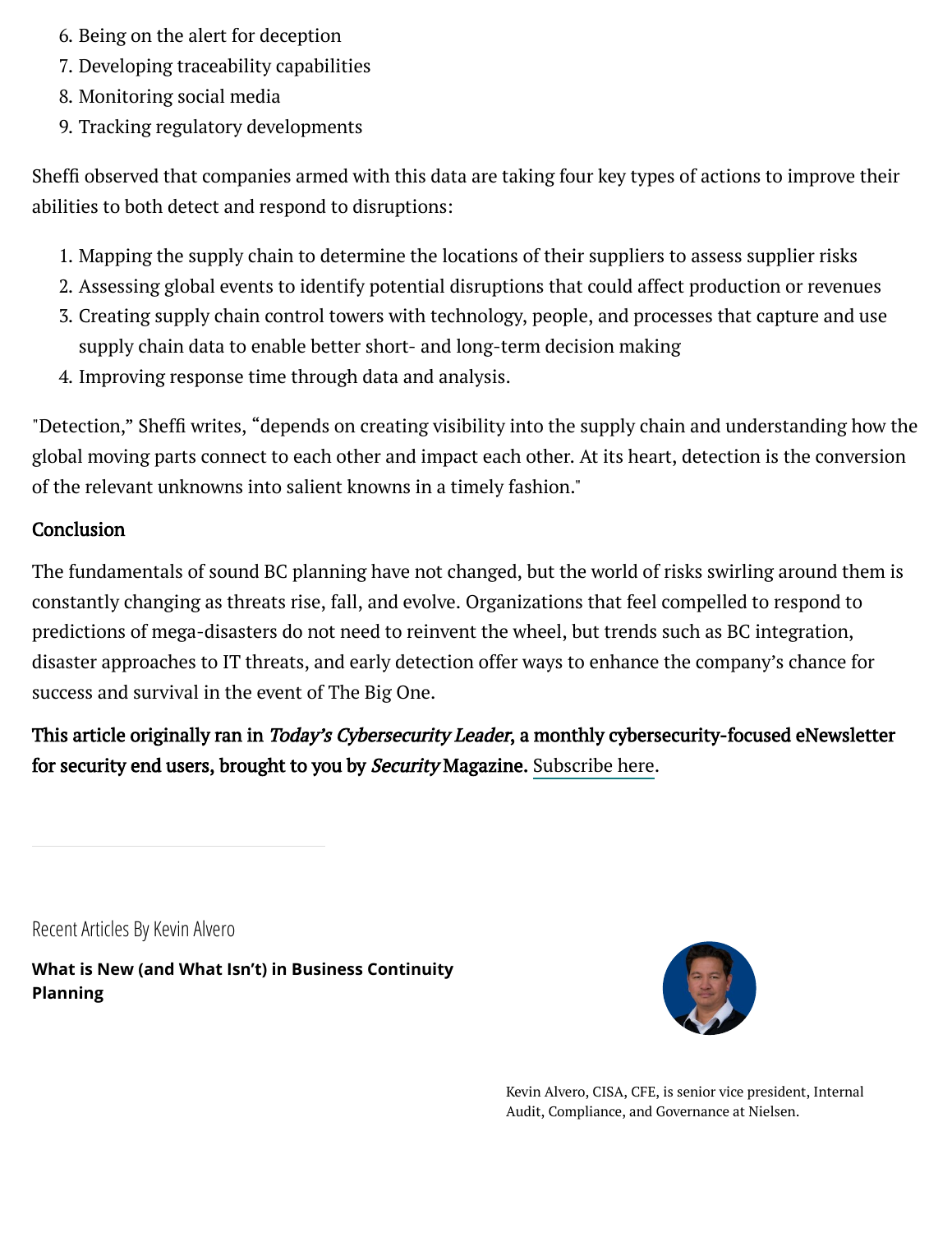6. Being on the alert for deception
7. Developing traceability capabilities
8. Monitoring social media
9. Tracking regulatory developments

Sheffi observed that companies armed with this data are taking four key types of actions to improve their abilities to both detect and respond to disruptions:

1. Mapping the supply chain to determine the locations of their suppliers to assess supplier risks
2. Assessing global events to identify potential disruptions that could affect production or revenues
3. Creating supply chain control towers with technology, people, and processes that capture and use supply chain data to enable better short- and long-term decision making
4. Improving response time through data and analysis.

"Detection," Sheffi writes, "depends on creating visibility into the supply chain and understanding how the global moving parts connect to each other and impact each other. At its heart, detection is the conversion of the relevant unknowns into salient knowns in a timely fashion."

**Conclusion**

The fundamentals of sound BC planning have not changed, but the world of risks swirling around them is constantly changing as threats rise, fall, and evolve. Organizations that feel compelled to respond to predictions of mega-disasters do not need to reinvent the wheel, but trends such as BC integration, disaster approaches to IT threats, and early detection offer ways to enhance the company's chance for success and survival in the event of The Big One.

**This article originally ran in *Today's Cybersecurity Leader*, a monthly cybersecurity-focused eNewsletter for security end users, brought to you by *Security* Magazine.** Subscribe here.

Recent Articles By Kevin Alvero

**What is New (and What Isn't) in Business Continuity Planning**

Kevin Alvero, CISA, CFE, is senior vice president, Internal Audit, Compliance, and Governance at Nielsen.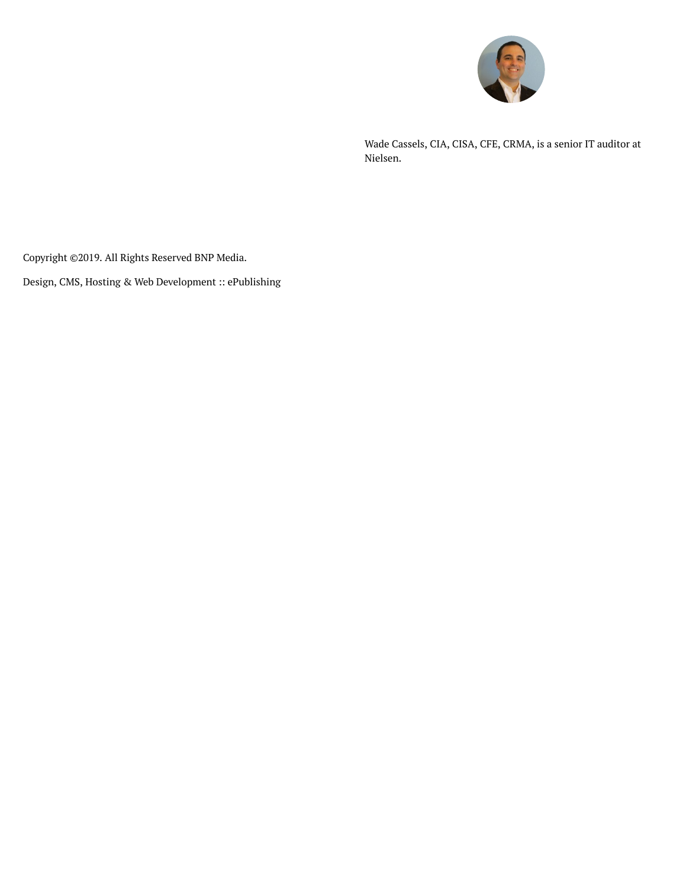Wade Cassels, CIA, CISA, CFE, CRMA, is a senior IT auditor at Nielsen.

Copyright ©2019. All Rights Reserved BNP Media.

Design, CMS, Hosting & Web Development :: ePublishing